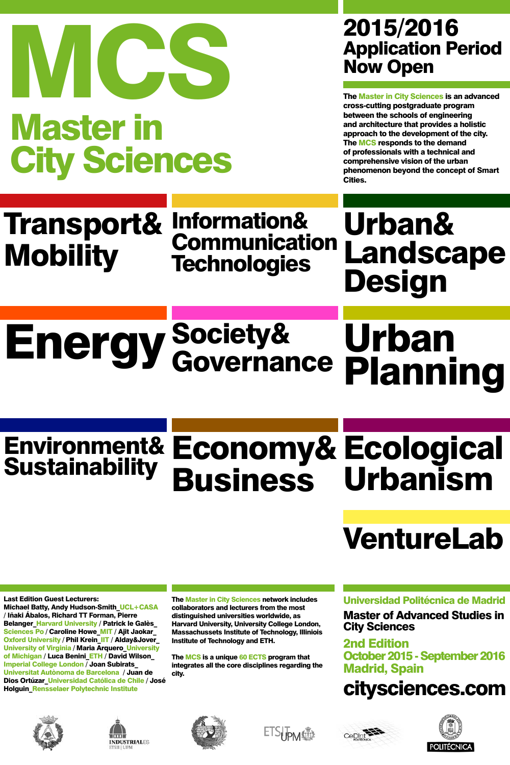# MCS

# Master in City Sciences

## 2015/2016 Application Period Now Open

**The Master in City Sciences is an advanced cross-cutting postgraduate program between the schools of engineering and architecture that provides a holistic approach to the development of the city. The MCS responds to the demand of professionals with a technical and comprehensive vision of the urban phenomenon beyond the concept of Smart Cities.**

## Transport& Mobility

## Information& Communication Technologies

## Urban& Landscape Design

## Energy

## Society& Governance

## Urban Planning

## Environment& Sustainability

## Economy& Business

## Ecological Urbanism

## VentureLab

**Last Edition Guest Lecturers:**
Michael Batty, Andy Hudson-Smith_UCL+CASA / Iñaki Ábalos, Richard TT Forman, Pierre Belanger_Harvard University / Patrick le Galès_Sciences Po / Caroline Howe_MIT / Ajit Jaokar_Oxford University / Phil Krein_IIT / Alday&Jover_University of Virginia / Maria Arquero_University of Michigan / Luca Benini_ETH / David Wilson_Imperial College London / Joan Subirats_Universitat Autònoma de Barcelona / Juan de Dios Ortúzar_Universidad Católica de Chile / José Holguin_Rensselaer Polytechnic Institute

The Master in City Sciences network includes collaborators and lecturers from the most distinguished universities worldwide, as Harvard University, University College London, Massachussets Institute of Technology, Illiniois Institute of Technology and ETH.

The MCS is a unique 60 ECTS program that integrates all the core disciplines regarding the city.

**Universidad Politécnica de Madrid**

**Master of Advanced Studies in City Sciences**

**2nd Edition**
**October 2015 - September 2016**
**Madrid, Spain**

## citysciences.com

INDUSTRIALES ETSII | UPM

ETSIT UPM

CeDInt POLITÉCNICA

POLITÉCNICA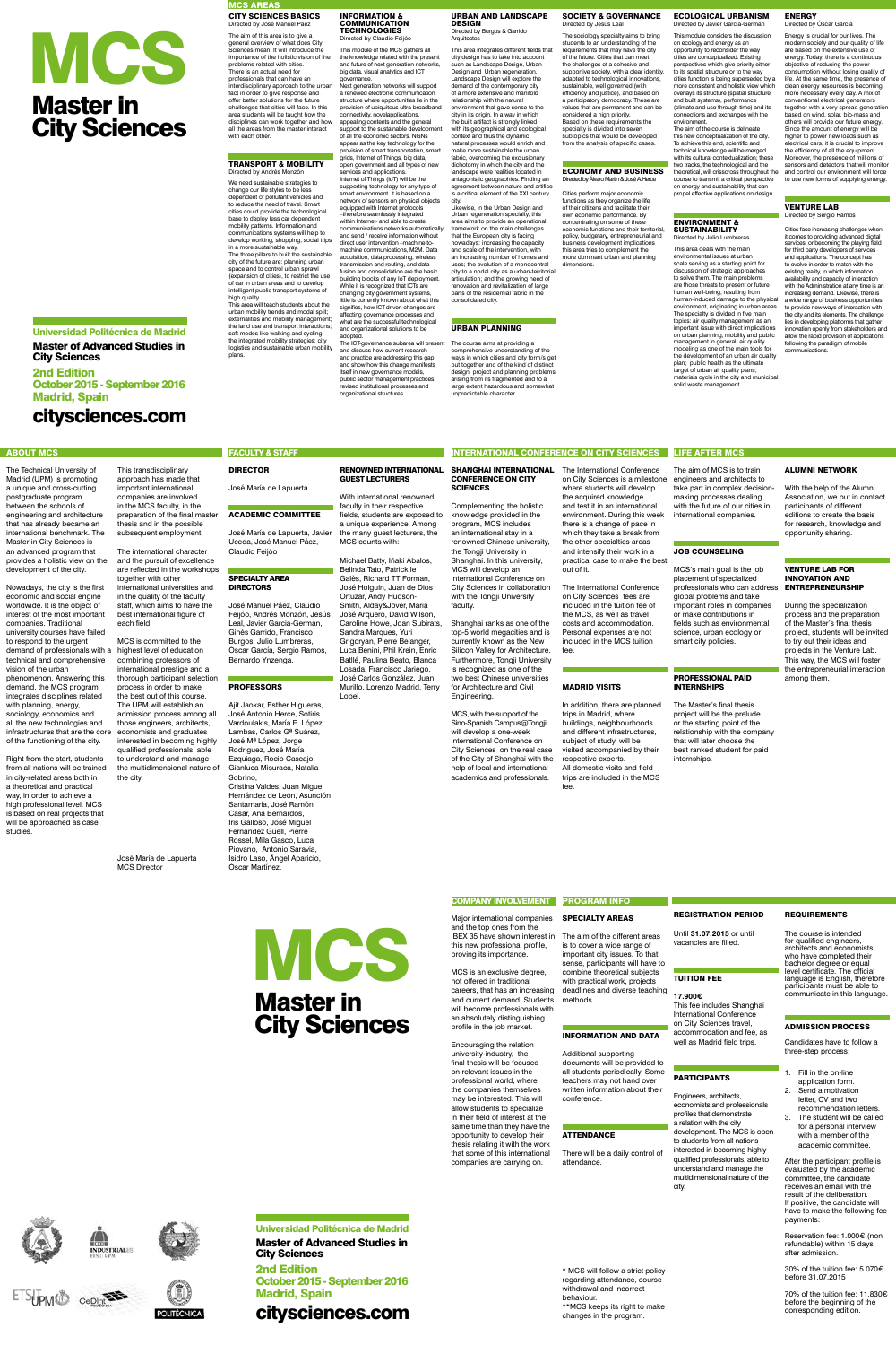# MCS

## Master in City Sciences

**Universidad Politécnica de Madrid**

**Master of Advanced Studies in City Sciences**

**2nd Edition**
**October 2015 - September 2016**
**Madrid, Spain**

**citysciences.com**

## MCS AREAS

### CITY SCIENCES BASICS
Directed by José Manuel Páez

The aim of this area is to give a general overview of what does City Sciences mean. It will introduce the importance of the holistic vision of the problems related with cities. There is an actual need for professionals that can have an interdisciplinary approach to the urban fact in order to give response and offer better solutions for the future challenges that cities will face. In this area students will be taught how the disciplines can work together and how all the areas from the master interact with each other.

### TRANSPORT & MOBILITY
Directed by Andrés Monzón

We need sustainable strategies to change our life styles to be less dependent of pollutant vehicles and to reduce the need of travel. Smart cities could provide the technological base to deploy less car dependent mobility patterns. Information and communications systems will help to develop working, shopping, social trips in a more sustainable way.
The three pillars to built the sustainable city of the future are: planning urban space and to control urban sprawl (expansion of cities), to restrict the use of car in urban areas and to develop intelligent public transport systems of high quality.
This area will teach students about the urban mobility trends and modal split; externalities and mobility management; the land use and transport interactions; soft modes like walking and cycling; the integrated mobility strategies; city logistics and sustainable urban mobility plans.

### INFORMATION & COMMUNICATION TECHNOLOGIES
Directed by Claudio Feijóo

This module of the MCS gathers all the knowledge related with the present and future of next generation networks, big data, visual analytics and ICT governance.
Next generation networks will support a renewed electronic communication structure where opportunities lie in the provision of ubiquitous ultra-broadband connectivity, novelapplications, appealing contents and the general support to the sustainable development of all the economic sectors. NGNs appear as the key technology for the provision of smart transportation, smart grids, Internet of Things, big data, open government and all types of new services and applications.
Internet of Things (IoT) will be the supporting technology for any type of smart environment. It is based on a network of sensors on physical objects equipped with Internet protocols –therefore seamlessly integrated within Internet- and able to create communications networks automatically and send / receive information without direct user intervention –machine-to-machine communications, M2M. Data acquisition, data processing, wireless transmission and routing, and data fusion and consolidation are the basic building blocks of any IoT deployment.
While it is recognized that ICTs are changing city government systems, little is currently known about what this signifies, how ICT-driven changes are affecting governance processes and what are the successful technological and organizational solutions to be adopted.
The ICT-governance subarea will present and discuss how current research and practice are addressing this gap and show how this change manifests itself in new governance models, public sector management practices, revised institutional processes and organizational structures.

### URBAN AND LANDSCAPE DESIGN
Directed by Burgos & Garrido Arquitectos

This area integrates different fields that city design has to take into account such as Landscape Design, Urban Design and Urban regeneration. Landscape Design will explore the demand of the contemporary city of a more extensive and manifold relationship with the natural environment that gave sense to the city in its origin. In a way in which the built artifact is strongly linked with its geographical and ecological context and thus the dynamic natural processes would enrich and make more sustainable the urban fabric, overcoming the exclusionary dichotomy in which the city and the landscape were realities located in antagonistic geographies. Finding an agreement between nature and artifice is a critical element of the XXI century city.
Likewise, in the Urban Design and Urban regeneration specialty, this area aims to provide an operational framework on the main challenges that the European city is facing nowadays: increasing the capacity and scale of the intervention, with an increasing number of homes and uses; the evolution of a monocentral city to a nodal city as a urban-territorial articulation; and the growing need of renovation and revitalization of large parts of the residential fabric in the consolidated city.

### URBAN PLANNING

The course aims at providing a comprehensive understanding of the ways in which cities and city form/s get put together and of the kind of distinct design, project and planning problems arising from its fragmented and to a large extent hazardous and somewhat unpredictable character.

### SOCIETY & GOVERNANCE
Directed by Jesús Leal

The sociology specialty aims to bring students to an understanding of the requirements that may have the city of the future. Cities that can meet the challenges of a cohesive and supportive society, with a clear identity, adapted to technological innovations, sustainable, well governed (with efficiency and justice), and based on a participatory democracy. These are values that are permanent and can be considered a high priority.
Based on these requirements the specialty is divided into seven subtopics that would be developed from the analysis of specific cases.

### ECONOMY AND BUSINESS
Directed by Alvaro Martín & José A.Herce

Cities perform major economic functions as they organize the life of their citizens and facilitate their own economic performance. By concentrating on some of these economic functions and their territorial, policy, budgetary, entrepreneurial and business development implications this area tries to complement the more dominant urban and planning dimensions.

### ECOLOGICAL URBANISM
Directed by Javier García-Germán

This module considers the discussion on ecology and energy as an opportunity to reconsider the way cities are conceptualized. Existing perspectives which give priority either to its spatial structure or to the way cities function is being superseded by a more consistent and holistic view which overlays its structure (spatial structure and built systems), performance (climate and use through time) and its connections and exchanges with the environment.
The aim of the course is delineate this new conceptualization of the city. To achieve this end, scientific and technical knowledge will be merged with its cultural contextualization: these two tracks, the technological and the theoretical, will crossover throughout the course to transmit a critical perspective on energy and sustainability that can propel effective applications on design.

### ENVIRONMENT & SUSTAINABILITY
Directed by Julio Lumbreras

This area deals with the main environmental issues at urban scale serving as a starting point for discussion of strategic approaches to solve them. The main problems are those threats to present or future human well-being, resulting from human-induced damage to the physical environment, originating in urban areas. The specialty is divided in five main topics: air quality management as an important issue with direct implications on urban planning, mobility and public management in general; air quality modeling as one of the main tools for the development of an urban air quality plan; public health as the ultimate target of urban air quality plans; materials cycle in the city and municipal solid waste management.

### ENERGY
Directed by Óscar García

Energy is crucial for our lives. The modern society and our quality of life are based on the extensive use of energy. Today, there is a continuous objective of reducing the power consumption without losing quality of life. At the same time, the presence of clean energy resources is becoming more necessary every day. A mix of conventional electrical generators together with a very spread generation based on wind, solar, bio-mass and others will provide our future energy. Since the amount of energy will be higher to power new loads such as electrical cars, it is crucial to improve the efficiency of all the equipment. Moreover, the presence of millions of sensors and detectors that will monitor and control our environment will force to use new forms of supplying energy.

### VENTURE LAB
Directed by Sergio Ramos

Cities face increasing challenges when it comes to providing advanced digital services, or becoming the playing field for third party developers of services and applications. The concept has to evolve in order to match with the existing reality, in which information availability and capacity of interaction with the Administration at any time is an increasing demand. Likewise, there is a wide range of business opportunities to provide new ways of interaction with the city and its elements. The challenge lies in developing platforms that gather innovation openly from stakeholders and allow the rapid provision of applications following the paradigm of mobile communications.

## ABOUT MCS

The Technical University of Madrid (UPM) is promoting a unique and cross-cutting postgraduate program between the schools of engineering and architecture that has already became an international benchmark. The Master in City Sciences is an advanced program that provides a holistic view on the development of the city.

Nowadays, the city is the first economic and social engine worldwide. It is the object of interest of the most important companies. Traditional university courses have failed to respond to the urgent demand of professionals with a technical and comprehensive vision of the urban phenomenon. Answering this demand, the MCS program integrates disciplines related with planning, energy, sociology, economics and all the new technologies and infrastructures that are the core of the functioning of the city.

Right from the start, students from all nations will be trained in city-related areas both in a theoretical and practical way, in order to achieve a high professional level. MCS is based on real projects that will be approached as case studies.

This transdisciplinary approach has made that important international companies are involved in the MCS faculty, in the preparation of the final master thesis and in the possible subsequent employment.

The international character and the pursuit of excellence are reflected in the workshops together with other international universities and in the quality of the faculty staff, which aims to have the best international figure of each field.

MCS is committed to the highest level of education combining professors of international prestige and a thorough participant selection process in order to make the best out of this course. The UPM will establish an admission process among all those engineers, architects, economists and graduates interested in becoming highly qualified professionals, able to understand and manage the multidimensional nature of the city.

José María de Lapuerta
MCS Director

## FACULTY & STAFF

### DIRECTOR

José María de Lapuerta

### ACADEMIC COMMITTEE

José María de Lapuerta, Javier Uceda, José Manuel Páez, Claudio Feijóo

### SPECIALTY AREA DIRECTORS

José Manuel Páez, Claudio Feijóo, Andrés Monzón, Jesús Leal, Javier García-Germán, Ginés Garrido, Francisco Burgos, Julio Lumbreras, Óscar García, Sergio Ramos, Bernardo Ynzenga.

### PROFESSORS

Ajit Jaokar, Esther Higueras, José Antonio Herce, Sotiris Vardoulakis, María E. López Lambas, Carlos Gª Suárez, José Mª López, Jorge Rodríguez, José María Ezquiaga, Rocio Cascajo, Gianluca Misuraca, Natalia Sobrino, Cristina Valdes, Juan Miguel Hernández de León, Asunción Santamaría, José Ramón Casar, Ana Bernardos, Iris Galloso, José Miguel Fernández Güell, Pierre Rossel, Mila Gasco, Luca Piovano, Antonio Saravia, Isidro Laso, Ángel Aparicio, Óscar Martínez.

### RENOWNED INTERNATIONAL GUEST LECTURERS

With international renowned faculty in their respective fields, students are exposed to a unique experience. Among the many guest lecturers, the MCS counts with:

Michael Batty, Iñaki Ábalos, Belinda Tato, Patrick le Galés, Richard TT Forman, José Holguin, Juan de Dios Ortuzar, Andy Hudson-Smith, Alday&Jover, Maria José Arquero, David Wilson, Caroline Howe, Joan Subirats, Sandra Marques, Yuri Grigoryan, Pierre Belanger, Luca Benini, Phil Krein, Enric Batllé, Paulina Beato, Blanca Losada, Francisco Jariego, José Carlos González, Juan Murillo, Lorenzo Madrid, Terry Lobel.

## INTERNATIONAL CONFERENCE ON CITY SCIENCES

### SHANGHAI INTERNATIONAL CONFERENCE ON CITY SCIENCES

Complementing the holistic knowledge provided in the program, MCS includes an international stay in a renowned Chinese university, the Tongji University in Shanghai. In this university, MCS will develop an International Conference on City Sciences in collaboration with the Tongji University faculty.

Shanghai ranks as one of the top-5 world megacities and is currently known as the New Silicon Valley for Architecture. Furthermore, Tongji University is recognized as one of the two best Chinese universities for Architecture and Civil Engineering.

MCS, with the support of the Sino-Spanish Campus@Tongji will develop a one-week International Conference on City Sciences on the real case of the City of Shanghai with the help of local and international academics and professionals.

The International Conference on City Sciences is a milestone where students will develop the acquired knowledge and test it in an international environment. During this week there is a change of pace in which they take a break from the other specialties areas and intensify their work in a practical case to make the best out of it.

The International Conference on City Sciences fees are included in the tuition fee of the MCS, as well as travel costs and accommodation. Personal expenses are not included in the MCS tuition fee.

### MADRID VISITS

In addition, there are planned trips in Madrid, where buildings, neighbourhoods and different infrastructures, subject of study, will be visited accompanied by their respective experts.
All domestic visits and field trips are included in the MCS fee.

## LIFE AFTER MCS

The aim of MCS is to train engineers and architects to take part in complex decision-making processes dealing with the future of our cities in international companies.

### JOB COUNSELING

MCS's main goal is the job placement of specialized professionals who can address global problems and take important roles in companies or make contributions in fields such as environmental science, urban ecology or smart city policies.

### PROFESSIONAL PAID INTERNSHIPS

The Master's final thesis project will be the prelude or the starting point of the relationship with the company that will later choose the best ranked student for paid internships.

### ALUMNI NETWORK

With the help of the Alumni Association, we put in contact participants of different editions to create the basis for research, knowledge and opportunity sharing.

### VENTURE LAB FOR INNOVATION AND ENTREPRENEURSHIP

During the specialization process and the preparation of the Master's final thesis project, students will be invited to try out their ideas and projects in the Venture Lab. This way, the MCS will foster the entrepreneurial interaction among them.

# MCS

## Master in City Sciences

**Universidad Politécnica de Madrid**

**Master of Advanced Studies in City Sciences**

**2nd Edition**
**October 2015 - September 2016**
**Madrid, Spain**

**citysciences.com**

## COMPANY INVOLVEMENT

Major international companies and the top ones from the IBEX 35 have shown interest in this new professional profile, proving its importance.

MCS is an exclusive degree, not offered in traditional careers, that has an increasing and current demand. Students will become professionals with an absolutely distinguishing profile in the job market.

Encouraging the relation university-industry, the final thesis will be focused on relevant issues in the professional world, where the companies themselves may be interested. This will allow students to specialize in their field of interest at the same time than they have the opportunity to develop their thesis relating it with the work that some of this international companies are carrying on.

## PROGRAM INFO

### SPECIALTY AREAS

The aim of the different areas is to cover a wide range of important city issues. To that sense, participants will have to combine theoretical subjects with practical work, projects deadlines and diverse teaching methods.

### INFORMATION AND DATA

Additional supporting documents will be provided to all students periodically. Some teachers may not hand over written information about their conference.

### ATTENDANCE

There will be a daily control of attendance.

### REGISTRATION PERIOD

Until **31.07.2015** or until vacancies are filled.

### TUITION FEE

**17.900€**
This fee includes Shanghai International Conference on City Sciences travel, accommodation and fee, as well as Madrid field trips.

### PARTICIPANTS

Engineers, architects, economists and graduates profiles that demonstrate a relation with the city development. The MCS is open to students from all nations interested in becoming highly qualified professionals, able to understand and manage the multidimensional nature of the city.

### REQUIREMENTS

The course is intended for qualified engineers, architects and economists who have completed their bachelor degree or equal level certificate. The official language is English, therefore participants must be able to communicate in this language.

### ADMISSION PROCESS

Candidates have to follow a three-step process:

1. Fill in the on-line application form.
2. Send a motivation letter, CV and two recommendation letters.
3. The student will be called for a personal interview with a member of the academic committee.

After the participant profile is evaluated by the academic committee, the candidate receives an email with the result of the deliberation. If positive, the candidate will have to make the following fee payments:

Reservation fee: 1.000€ (non refundable) within 15 days after admission.

30% of the tuition fee: 5.070€ before 31.07.2015

70% of the tuition fee: 11.830€ before the beginning of the corresponding edition.

\* MCS will follow a strict policy regarding attendance, course withdrawal and incorrect behaviour.
\*\*MCS keeps its right to make changes in the program.